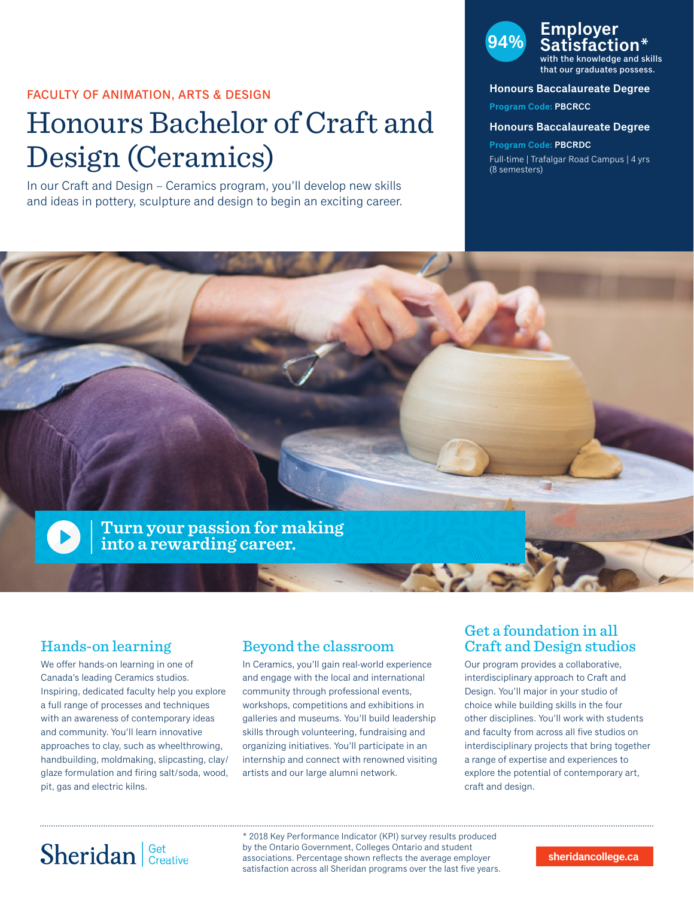FACULTY OF ANIMATION, ARTS & DESIGN

# Honours Bachelor of Craft and Design (Ceramics)

In our Craft and Design – Ceramics program, you'll develop new skills and ideas in pottery, sculpture and design to begin an exciting career.

**94% Employer Satisfaction*** with the knowledge and skills that our graduates possess.

**Honours Baccalaureate Degree**

**Program Code:** PBCRCC

**Honours Baccalaureate Degree**

**Program Code:** PBCRDC

Full-time | Trafalgar Road Campus | 4 yrs (8 semesters)

**Turn your passion for making into a rewarding career.**

## Hands-on learning

We offer hands-on learning in one of Canada's leading Ceramics studios. Inspiring, dedicated faculty help you explore a full range of processes and techniques with an awareness of contemporary ideas and community. You'll learn innovative approaches to clay, such as wheelthrowing, handbuilding, moldmaking, slipcasting, clay/glaze formulation and firing salt/soda, wood, pit, gas and electric kilns.

## Beyond the classroom

In Ceramics, you'll gain real-world experience and engage with the local and international community through professional events, workshops, competitions and exhibitions in galleries and museums. You'll build leadership skills through volunteering, fundraising and organizing initiatives. You'll participate in an internship and connect with renowned visiting artists and our large alumni network.

## Get a foundation in all Craft and Design studios

Our program provides a collaborative, interdisciplinary approach to Craft and Design. You'll major in your studio of choice while building skills in the four other disciplines. You'll work with students and faculty from across all five studios on interdisciplinary projects that bring together a range of expertise and experiences to explore the potential of contemporary art, craft and design.

Sheridan | Get Creative

* 2018 Key Performance Indicator (KPI) survey results produced by the Ontario Government, Colleges Ontario and student associations. Percentage shown reflects the average employer satisfaction across all Sheridan programs over the last five years.

sheridancollege.ca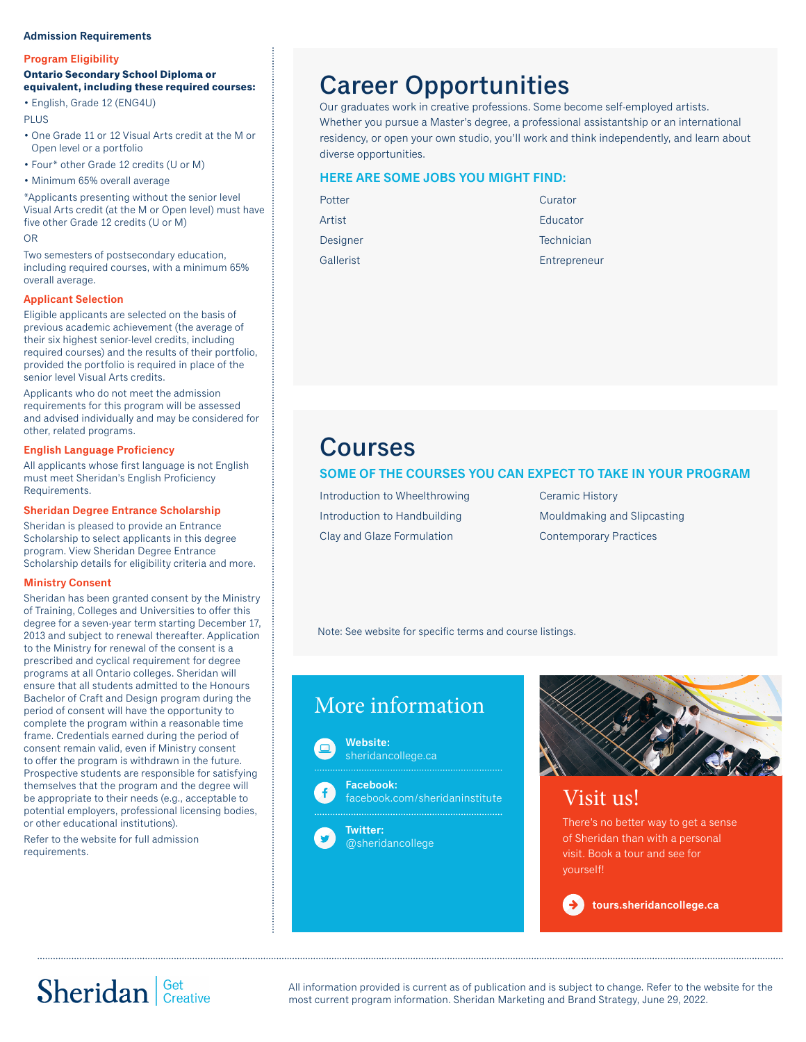## Admission Requirements

### Program Eligibility

**Ontario Secondary School Diploma or equivalent, including these required courses:**

- English, Grade 12 (ENG4U)

PLUS

- One Grade 11 or 12 Visual Arts credit at the M or Open level or a portfolio
- Four* other Grade 12 credits (U or M)
- Minimum 65% overall average

*Applicants presenting without the senior level Visual Arts credit (at the M or Open level) must have five other Grade 12 credits (U or M)

OR

Two semesters of postsecondary education, including required courses, with a minimum 65% overall average.

### Applicant Selection

Eligible applicants are selected on the basis of previous academic achievement (the average of their six highest senior-level credits, including required courses) and the results of their portfolio, provided the portfolio is required in place of the senior level Visual Arts credits.

Applicants who do not meet the admission requirements for this program will be assessed and advised individually and may be considered for other, related programs.

### English Language Proficiency

All applicants whose first language is not English must meet Sheridan's English Proficiency Requirements.

### Sheridan Degree Entrance Scholarship

Sheridan is pleased to provide an Entrance Scholarship to select applicants in this degree program. View Sheridan Degree Entrance Scholarship details for eligibility criteria and more.

### Ministry Consent

Sheridan has been granted consent by the Ministry of Training, Colleges and Universities to offer this degree for a seven-year term starting December 17, 2013 and subject to renewal thereafter. Application to the Ministry for renewal of the consent is a prescribed and cyclical requirement for degree programs at all Ontario colleges. Sheridan will ensure that all students admitted to the Honours Bachelor of Craft and Design program during the period of consent will have the opportunity to complete the program within a reasonable time frame. Credentials earned during the period of consent remain valid, even if Ministry consent to offer the program is withdrawn in the future. Prospective students are responsible for satisfying themselves that the program and the degree will be appropriate to their needs (e.g., acceptable to potential employers, professional licensing bodies, or other educational institutions).

Refer to the website for full admission requirements.

# Career Opportunities

Our graduates work in creative professions. Some become self-employed artists. Whether you pursue a Master's degree, a professional assistantship or an international residency, or open your own studio, you'll work and think independently, and learn about diverse opportunities.

### HERE ARE SOME JOBS YOU MIGHT FIND:

- Potter
- Artist
- Designer
- Gallerist
- Curator
- Educator
- Technician
- Entrepreneur

# Courses

### SOME OF THE COURSES YOU CAN EXPECT TO TAKE IN YOUR PROGRAM

- Introduction to Wheelthrowing
- Introduction to Handbuilding
- Clay and Glaze Formulation
- Ceramic History
- Mouldmaking and Slipcasting
- Contemporary Practices

Note: See website for specific terms and course listings.

## More information

**Website:**
sheridancollege.ca

**Facebook:**
facebook.com/sheridaninstitute

**Twitter:**
@sheridancollege

## Visit us!

There's no better way to get a sense of Sheridan than with a personal visit. Book a tour and see for yourself!

**tours.sheridancollege.ca**

Sheridan | Get Creative

All information provided is current as of publication and is subject to change. Refer to the website for the most current program information. Sheridan Marketing and Brand Strategy, June 29, 2022.